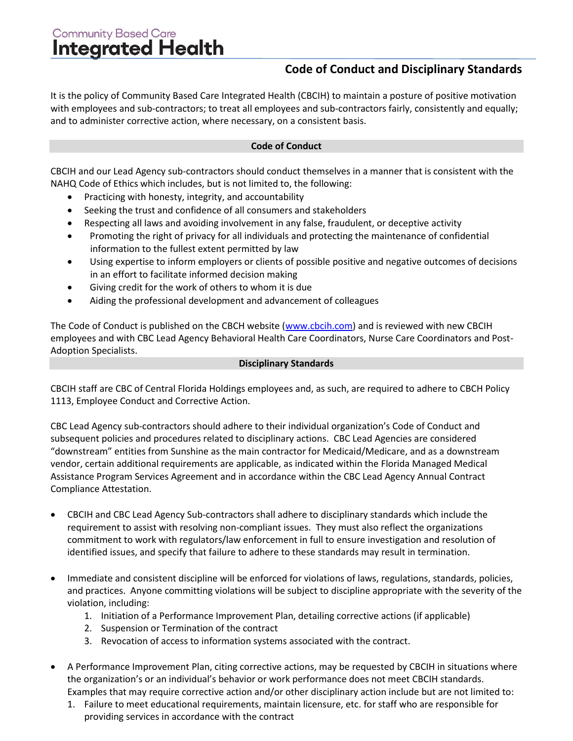Community Based Care
**Integrated Health**

## Code of Conduct and Disciplinary Standards

It is the policy of Community Based Care Integrated Health (CBCIH) to maintain a posture of positive motivation with employees and sub-contractors; to treat all employees and sub-contractors fairly, consistently and equally; and to administer corrective action, where necessary, on a consistent basis.

### Code of Conduct

CBCIH and our Lead Agency sub-contractors should conduct themselves in a manner that is consistent with the NAHQ Code of Ethics which includes, but is not limited to, the following:

- Practicing with honesty, integrity, and accountability
- Seeking the trust and confidence of all consumers and stakeholders
- Respecting all laws and avoiding involvement in any false, fraudulent, or deceptive activity
- Promoting the right of privacy for all individuals and protecting the maintenance of confidential information to the fullest extent permitted by law
- Using expertise to inform employers or clients of possible positive and negative outcomes of decisions in an effort to facilitate informed decision making
- Giving credit for the work of others to whom it is due
- Aiding the professional development and advancement of colleagues

The Code of Conduct is published on the CBCH website ([www.cbcih.com](http://www.cbcih.com)) and is reviewed with new CBCIH employees and with CBC Lead Agency Behavioral Health Care Coordinators, Nurse Care Coordinators and Post-Adoption Specialists.

### Disciplinary Standards

CBCIH staff are CBC of Central Florida Holdings employees and, as such, are required to adhere to CBCH Policy 1113, Employee Conduct and Corrective Action.

CBC Lead Agency sub-contractors should adhere to their individual organization's Code of Conduct and subsequent policies and procedures related to disciplinary actions. CBC Lead Agencies are considered "downstream" entities from Sunshine as the main contractor for Medicaid/Medicare, and as a downstream vendor, certain additional requirements are applicable, as indicated within the Florida Managed Medical Assistance Program Services Agreement and in accordance within the CBC Lead Agency Annual Contract Compliance Attestation.

- CBCIH and CBC Lead Agency Sub-contractors shall adhere to disciplinary standards which include the requirement to assist with resolving non-compliant issues. They must also reflect the organizations commitment to work with regulators/law enforcement in full to ensure investigation and resolution of identified issues, and specify that failure to adhere to these standards may result in termination.

- Immediate and consistent discipline will be enforced for violations of laws, regulations, standards, policies, and practices. Anyone committing violations will be subject to discipline appropriate with the severity of the violation, including:
  1. Initiation of a Performance Improvement Plan, detailing corrective actions (if applicable)
  2. Suspension or Termination of the contract
  3. Revocation of access to information systems associated with the contract.

- A Performance Improvement Plan, citing corrective actions, may be requested by CBCIH in situations where the organization's or an individual's behavior or work performance does not meet CBCIH standards. Examples that may require corrective action and/or other disciplinary action include but are not limited to:
  1. Failure to meet educational requirements, maintain licensure, etc. for staff who are responsible for providing services in accordance with the contract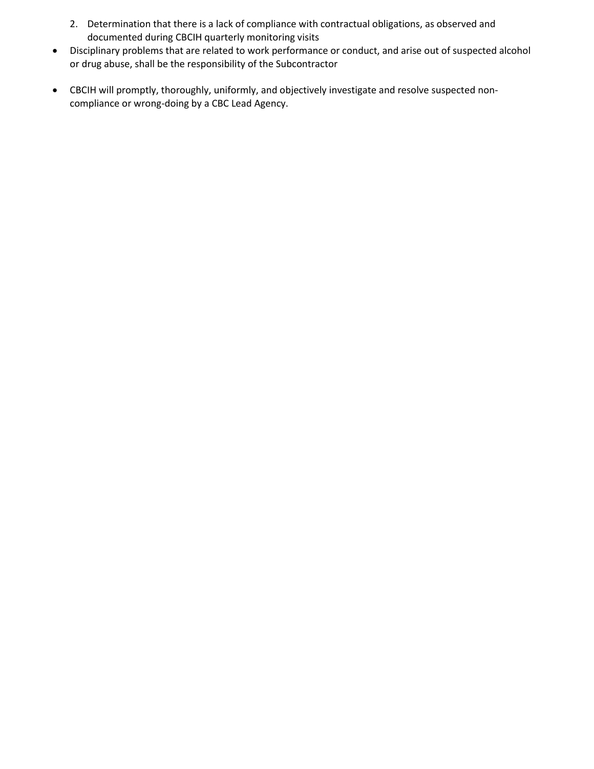2. Determination that there is a lack of compliance with contractual obligations, as observed and documented during CBCIH quarterly monitoring visits

- Disciplinary problems that are related to work performance or conduct, and arise out of suspected alcohol or drug abuse, shall be the responsibility of the Subcontractor

- CBCIH will promptly, thoroughly, uniformly, and objectively investigate and resolve suspected non-compliance or wrong-doing by a CBC Lead Agency.